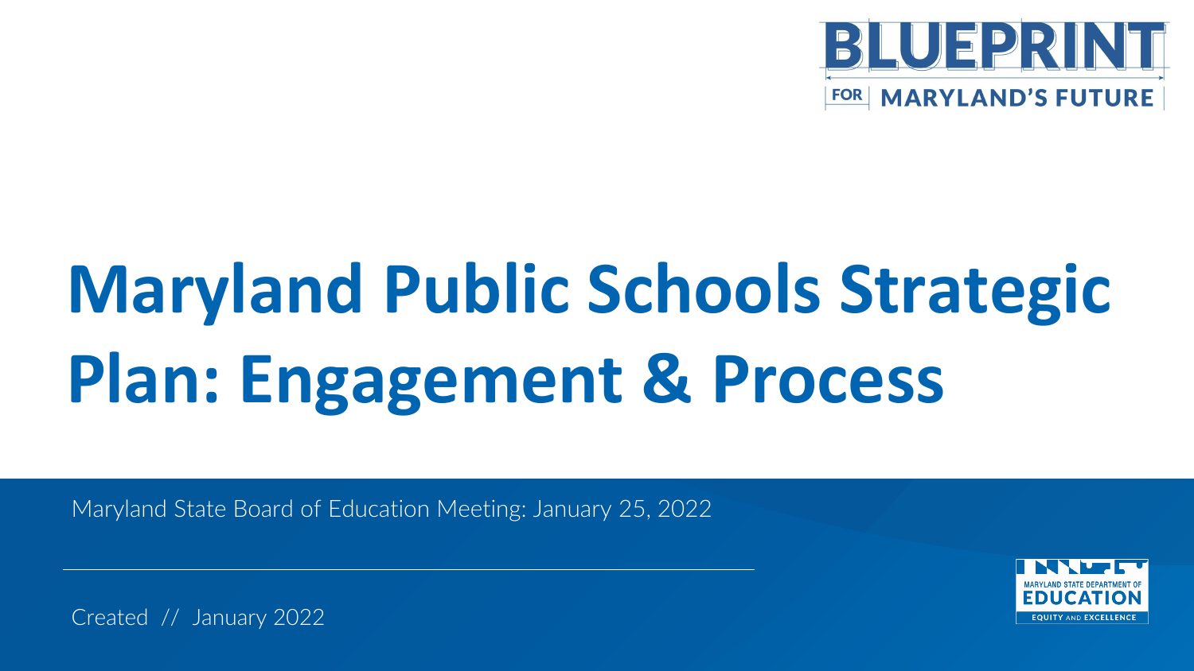BLUEPRINT FOR MARYLAND'S FUTURE

# Maryland Public Schools Strategic Plan: Engagement & Process

Maryland State Board of Education Meeting: January 25, 2022

Created // January 2022

MARYLAND STATE DEPARTMENT OF EDUCATION

EQUITY AND EXCELLENCE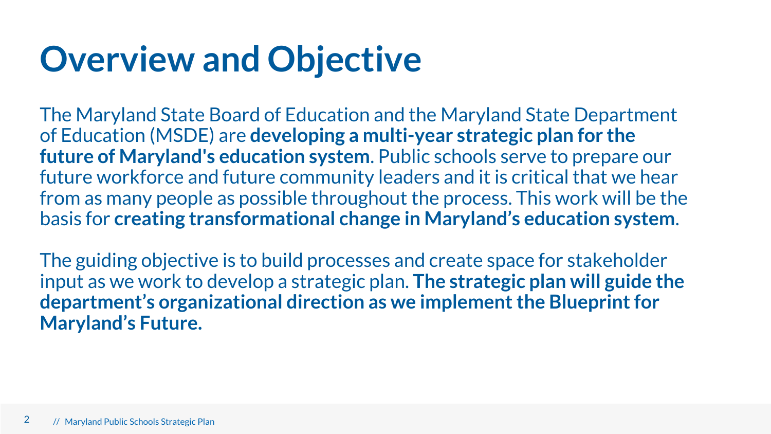# Overview and Objective

The Maryland State Board of Education and the Maryland State Department of Education (MSDE) are **developing a multi-year strategic plan for the future of Maryland's education system**. Public schools serve to prepare our future workforce and future community leaders and it is critical that we hear from as many people as possible throughout the process. This work will be the basis for **creating transformational change in Maryland's education system**.

The guiding objective is to build processes and create space for stakeholder input as we work to develop a strategic plan. **The strategic plan will guide the department's organizational direction as we implement the Blueprint for Maryland's Future.**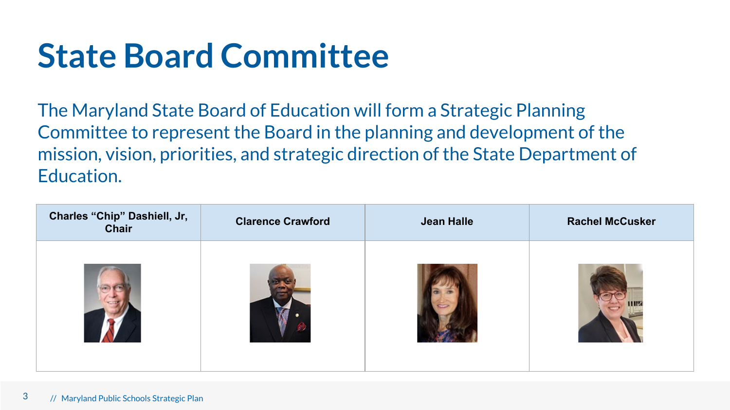# State Board Committee

The Maryland State Board of Education will form a Strategic Planning Committee to represent the Board in the planning and development of the mission, vision, priorities, and strategic direction of the State Department of Education.

| Charles "Chip" Dashiell, Jr, Chair | Clarence Crawford | Jean Halle | Rachel McCusker |
|---|---|---|---|
| | | | |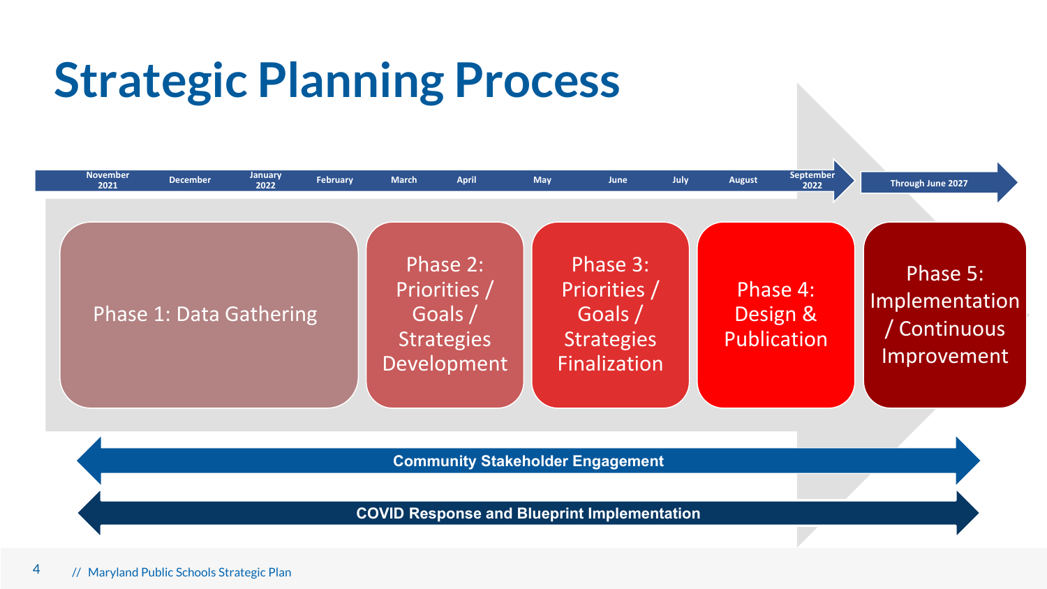# Strategic Planning Process

November 2021 | December | January 2022 | February | March | April | May | June | July | August | September 2022 | Through June 2027

Phase 1: Data Gathering

Phase 2: Priorities / Goals / Strategies Development

Phase 3: Priorities / Goals / Strategies Finalization

Phase 4: Design & Publication

Phase 5: Implementation / Continuous Improvement

**Community Stakeholder Engagement**

**COVID Response and Blueprint Implementation**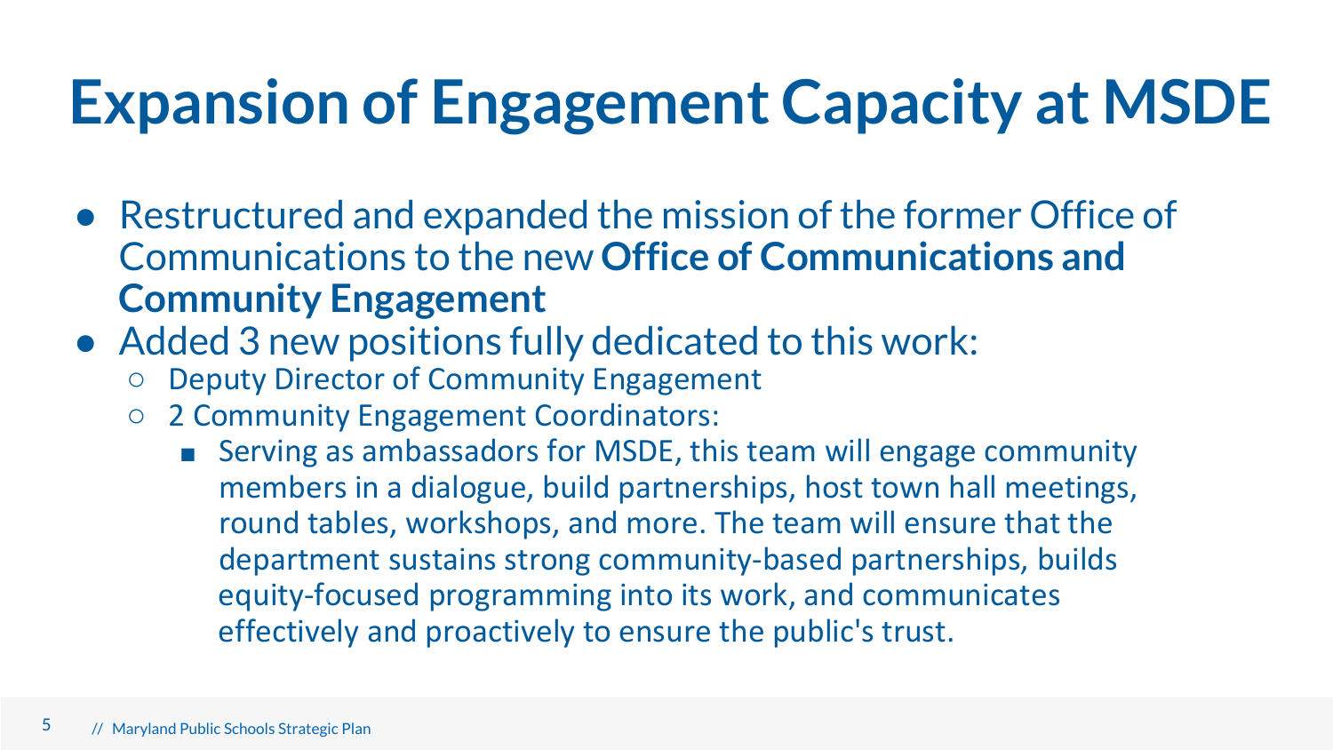# Expansion of Engagement Capacity at MSDE

- Restructured and expanded the mission of the former Office of Communications to the new **Office of Communications and Community Engagement**
- Added 3 new positions fully dedicated to this work:
  - Deputy Director of Community Engagement
  - 2 Community Engagement Coordinators:
    - Serving as ambassadors for MSDE, this team will engage community members in a dialogue, build partnerships, host town hall meetings, round tables, workshops, and more. The team will ensure that the department sustains strong community-based partnerships, builds equity-focused programming into its work, and communicates effectively and proactively to ensure the public's trust.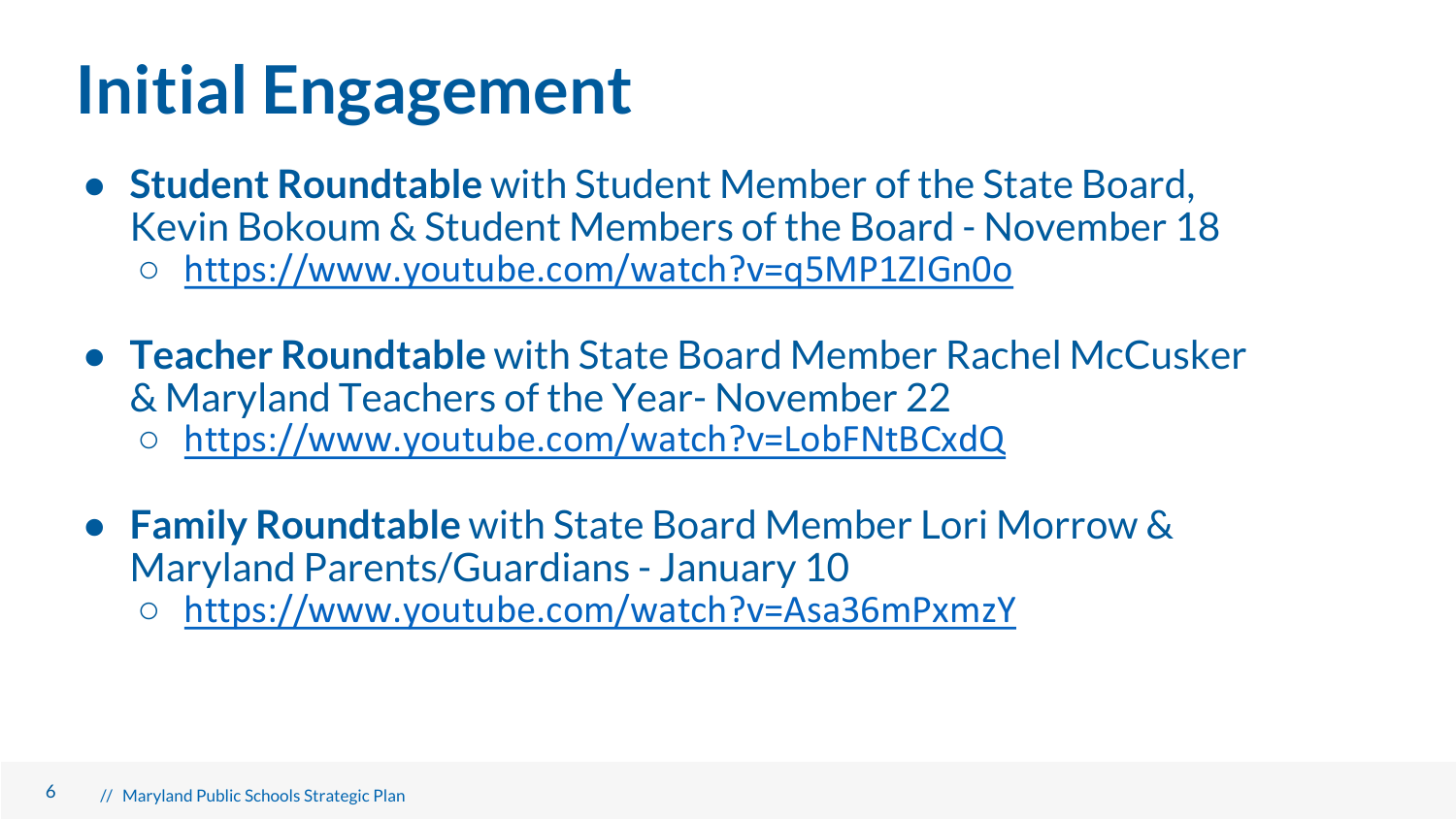# Initial Engagement

- **Student Roundtable** with Student Member of the State Board, Kevin Bokoum & Student Members of the Board - November 18
  - https://www.youtube.com/watch?v=q5MP1ZIGn0o
- **Teacher Roundtable** with State Board Member Rachel McCusker & Maryland Teachers of the Year- November 22
  - https://www.youtube.com/watch?v=LobFNtBCxdQ
- **Family Roundtable** with State Board Member Lori Morrow & Maryland Parents/Guardians - January 10
  - https://www.youtube.com/watch?v=Asa36mPxmzY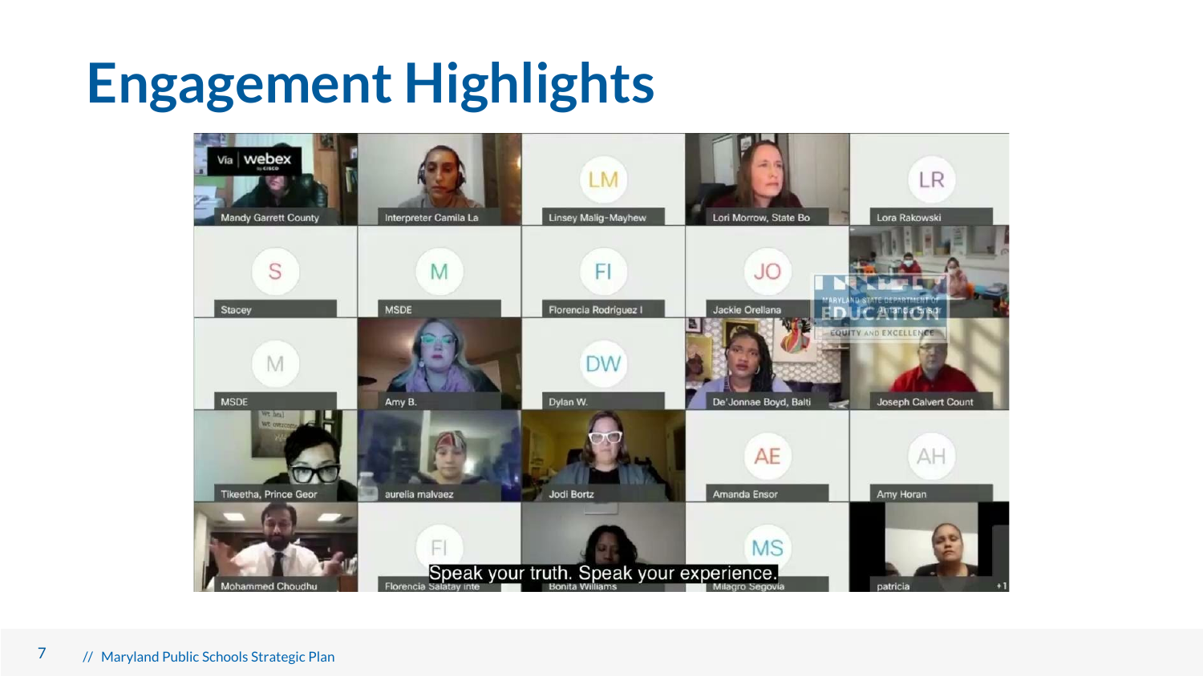# Engagement Highlights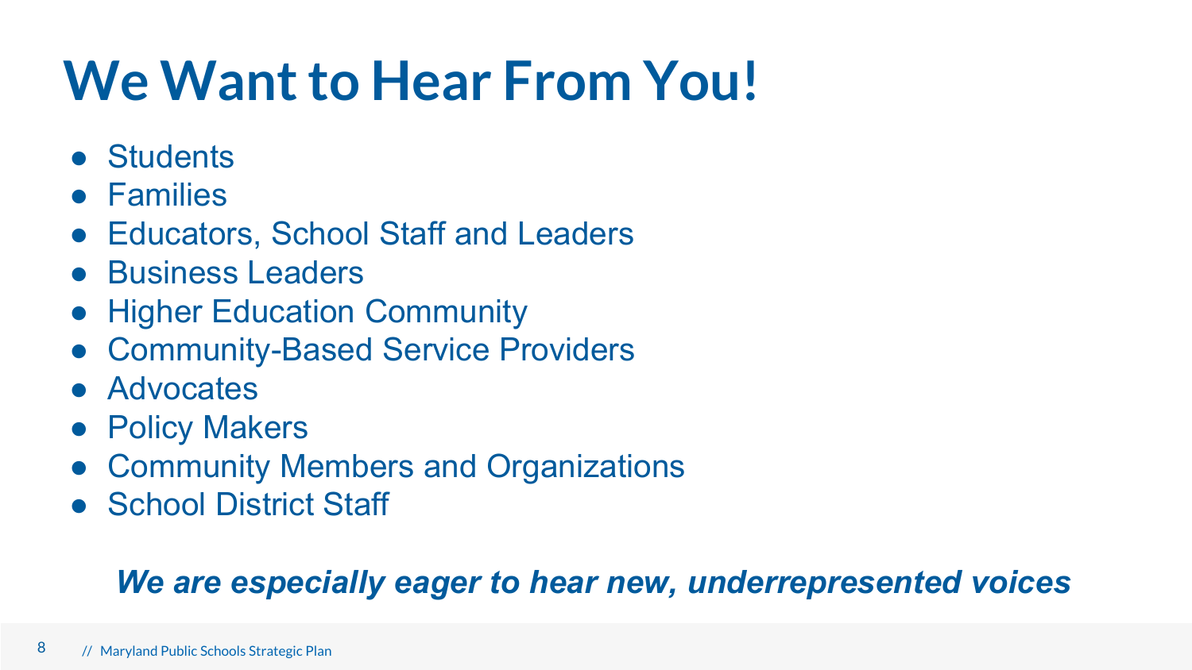# We Want to Hear From You!

- Students
- Families
- Educators, School Staff and Leaders
- Business Leaders
- Higher Education Community
- Community-Based Service Providers
- Advocates
- Policy Makers
- Community Members and Organizations
- School District Staff

***We are especially eager to hear new, underrepresented voices***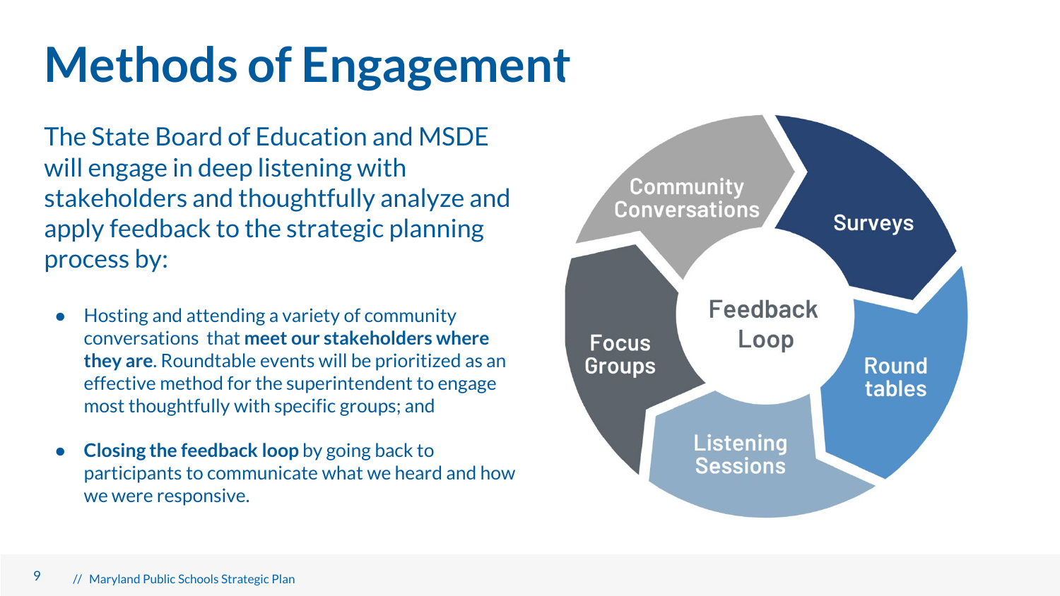# Methods of Engagement

The State Board of Education and MSDE will engage in deep listening with stakeholders and thoughtfully analyze and apply feedback to the strategic planning process by:

- Hosting and attending a variety of community conversations  that **meet our stakeholders where they are**. Roundtable events will be prioritized as an effective method for the superintendent to engage most thoughtfully with specific groups; and
- **Closing the feedback loop** by going back to participants to communicate what we heard and how we were responsive.

Feedback Loop

- Community Conversations
- Surveys
- Round tables
- Listening Sessions
- Focus Groups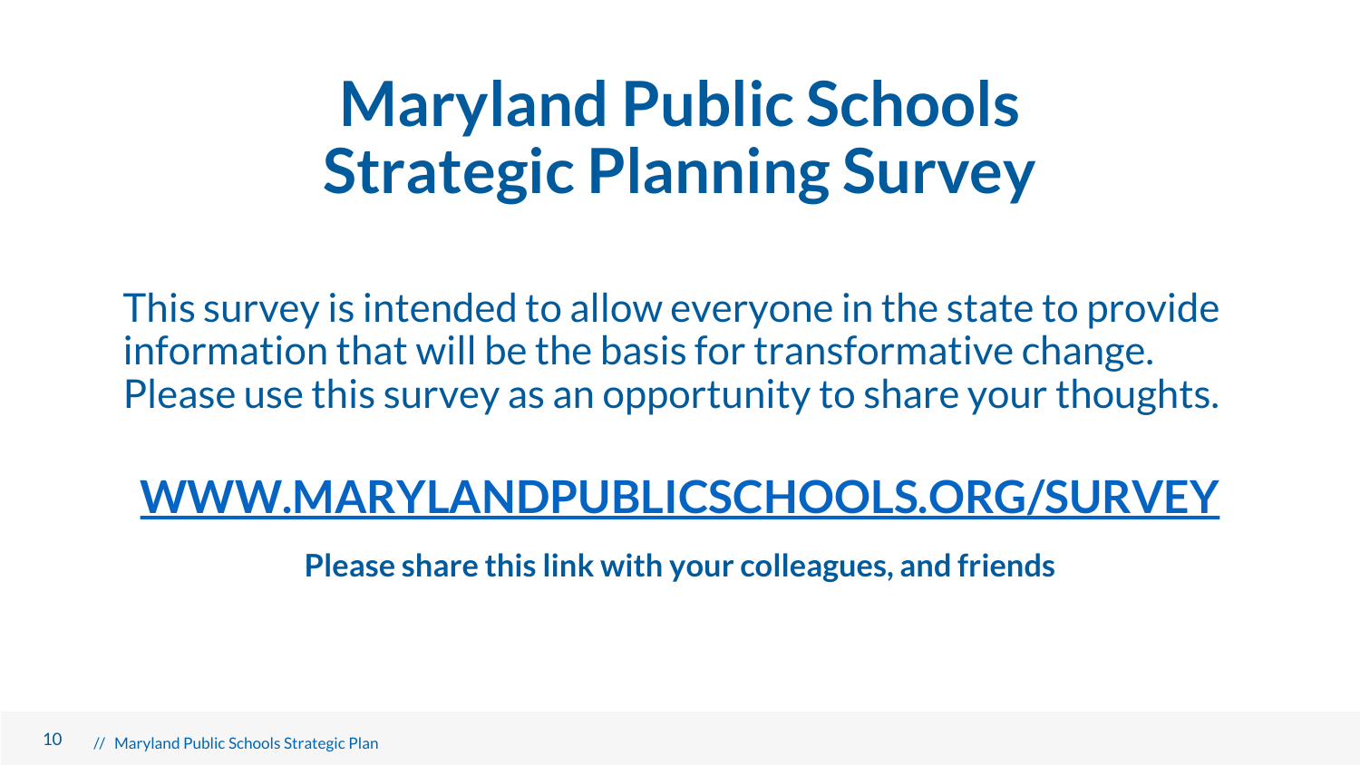# Maryland Public Schools Strategic Planning Survey

This survey is intended to allow everyone in the state to provide information that will be the basis for transformative change. Please use this survey as an opportunity to share your thoughts.

**[WWW.MARYLANDPUBLICSCHOOLS.ORG/SURVEY](http://WWW.MARYLANDPUBLICSCHOOLS.ORG/SURVEY)**

**Please share this link with your colleagues, and friends**